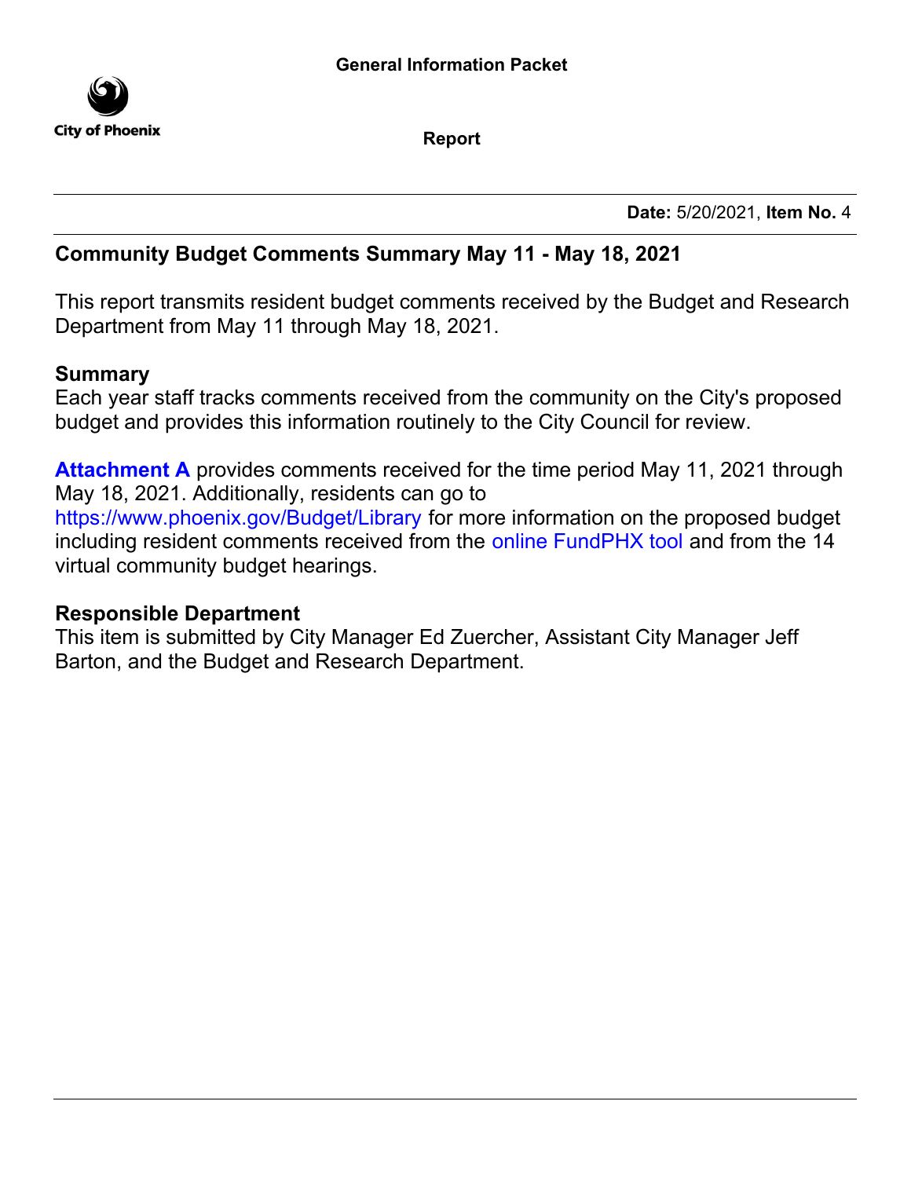General Information Packet

City of Phoenix

**Report**

**Date:** 5/20/2021, **Item No.** 4

## Community Budget Comments Summary May 11 - May 18, 2021

This report transmits resident budget comments received by the Budget and Research Department from May 11 through May 18, 2021.

### Summary

Each year staff tracks comments received from the community on the City's proposed budget and provides this information routinely to the City Council for review.

**Attachment A** provides comments received for the time period May 11, 2021 through May 18, 2021. Additionally, residents can go to https://www.phoenix.gov/Budget/Library for more information on the proposed budget including resident comments received from the online FundPHX tool and from the 14 virtual community budget hearings.

### Responsible Department

This item is submitted by City Manager Ed Zuercher, Assistant City Manager Jeff Barton, and the Budget and Research Department.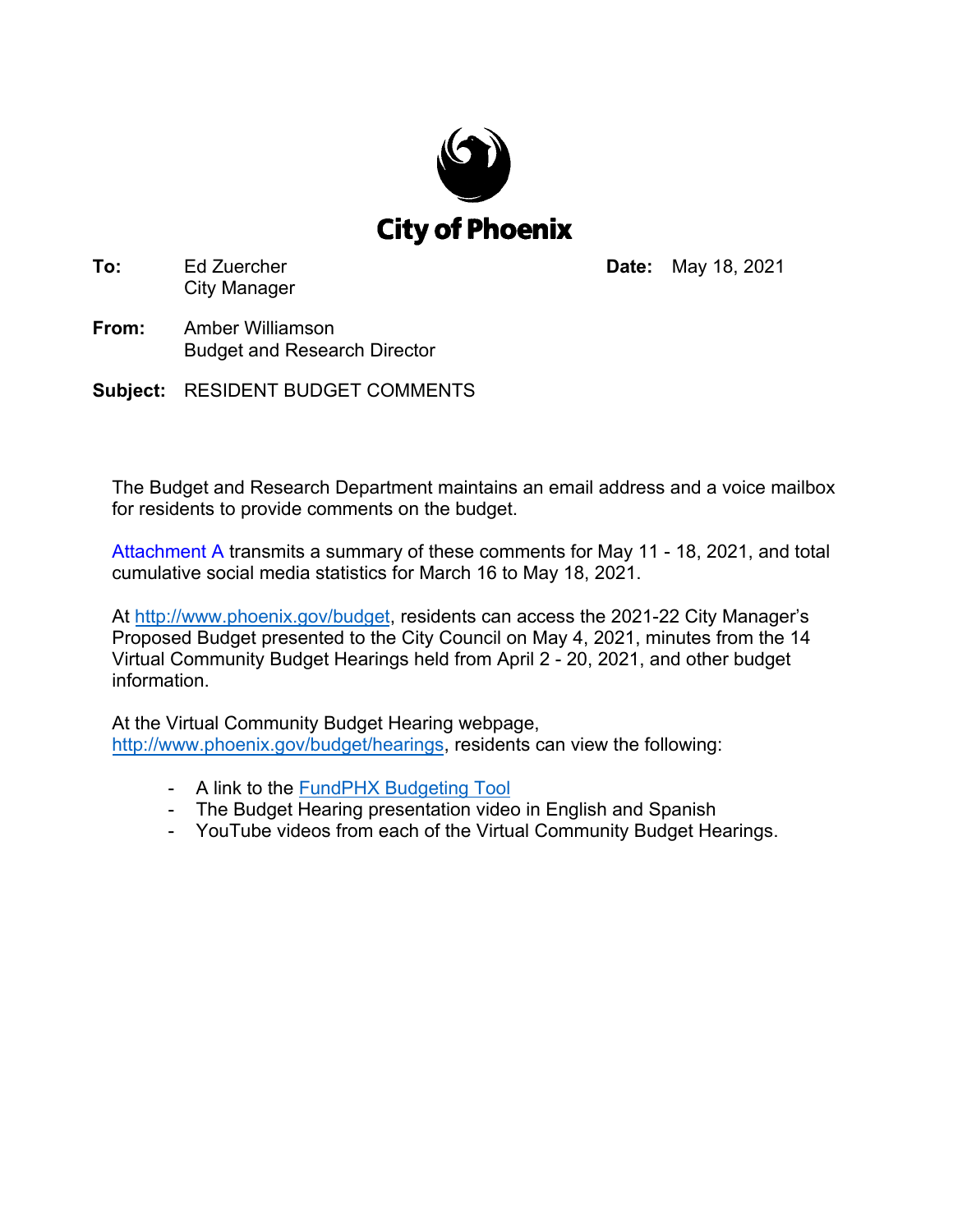**City of Phoenix**

**To:** Ed Zuercher
City Manager

**Date:** May 18, 2021

**From:** Amber Williamson
Budget and Research Director

**Subject:** RESIDENT BUDGET COMMENTS

The Budget and Research Department maintains an email address and a voice mailbox for residents to provide comments on the budget.

Attachment A transmits a summary of these comments for May 11 - 18, 2021, and total cumulative social media statistics for March 16 to May 18, 2021.

At [http://www.phoenix.gov/budget](http://www.phoenix.gov/budget), residents can access the 2021-22 City Manager's Proposed Budget presented to the City Council on May 4, 2021, minutes from the 14 Virtual Community Budget Hearings held from April 2 - 20, 2021, and other budget information.

At the Virtual Community Budget Hearing webpage, [http://www.phoenix.gov/budget/hearings](http://www.phoenix.gov/budget/hearings), residents can view the following:

- A link to the FundPHX Budgeting Tool
- The Budget Hearing presentation video in English and Spanish
- YouTube videos from each of the Virtual Community Budget Hearings.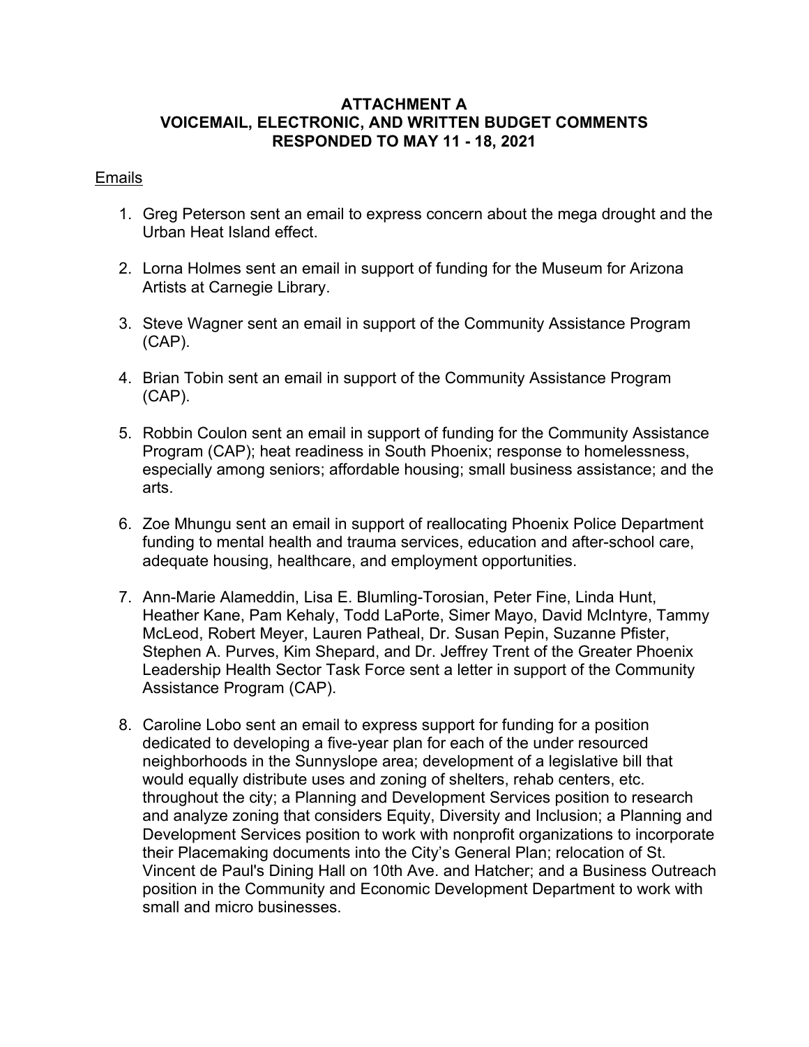**ATTACHMENT A**
**VOICEMAIL, ELECTRONIC, AND WRITTEN BUDGET COMMENTS**
**RESPONDED TO MAY 11 - 18, 2021**

Emails

1. Greg Peterson sent an email to express concern about the mega drought and the Urban Heat Island effect.

2. Lorna Holmes sent an email in support of funding for the Museum for Arizona Artists at Carnegie Library.

3. Steve Wagner sent an email in support of the Community Assistance Program (CAP).

4. Brian Tobin sent an email in support of the Community Assistance Program (CAP).

5. Robbin Coulon sent an email in support of funding for the Community Assistance Program (CAP); heat readiness in South Phoenix; response to homelessness, especially among seniors; affordable housing; small business assistance; and the arts.

6. Zoe Mhungu sent an email in support of reallocating Phoenix Police Department funding to mental health and trauma services, education and after-school care, adequate housing, healthcare, and employment opportunities.

7. Ann-Marie Alameddin, Lisa E. Blumling-Torosian, Peter Fine, Linda Hunt, Heather Kane, Pam Kehaly, Todd LaPorte, Simer Mayo, David McIntyre, Tammy McLeod, Robert Meyer, Lauren Patheal, Dr. Susan Pepin, Suzanne Pfister, Stephen A. Purves, Kim Shepard, and Dr. Jeffrey Trent of the Greater Phoenix Leadership Health Sector Task Force sent a letter in support of the Community Assistance Program (CAP).

8. Caroline Lobo sent an email to express support for funding for a position dedicated to developing a five-year plan for each of the under resourced neighborhoods in the Sunnyslope area; development of a legislative bill that would equally distribute uses and zoning of shelters, rehab centers, etc. throughout the city; a Planning and Development Services position to research and analyze zoning that considers Equity, Diversity and Inclusion; a Planning and Development Services position to work with nonprofit organizations to incorporate their Placemaking documents into the City's General Plan; relocation of St. Vincent de Paul's Dining Hall on 10th Ave. and Hatcher; and a Business Outreach position in the Community and Economic Development Department to work with small and micro businesses.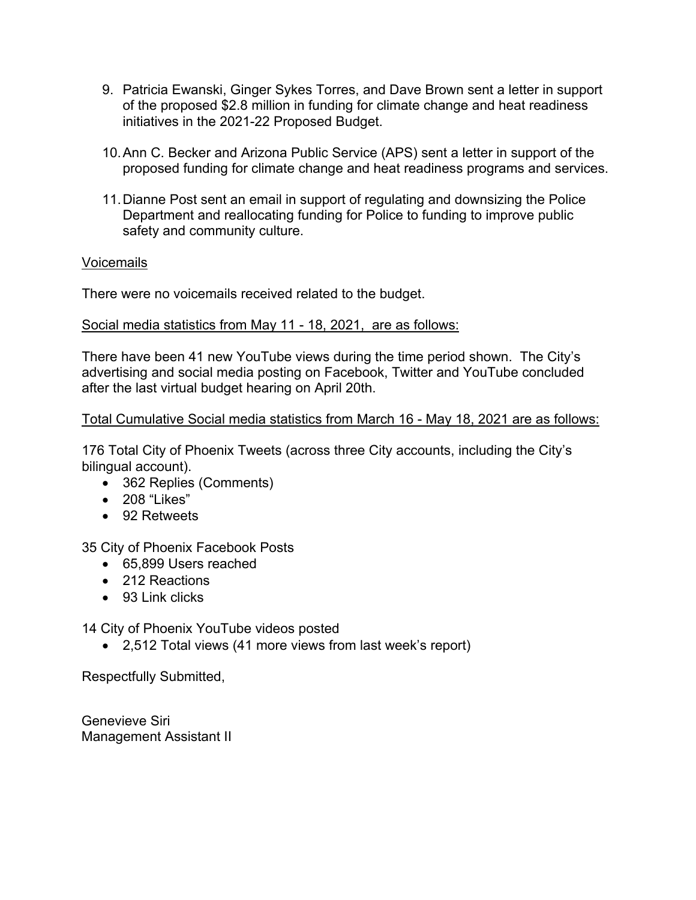9. Patricia Ewanski, Ginger Sykes Torres, and Dave Brown sent a letter in support of the proposed $2.8 million in funding for climate change and heat readiness initiatives in the 2021-22 Proposed Budget.

10. Ann C. Becker and Arizona Public Service (APS) sent a letter in support of the proposed funding for climate change and heat readiness programs and services.

11. Dianne Post sent an email in support of regulating and downsizing the Police Department and reallocating funding for Police to funding to improve public safety and community culture.

<u>Voicemails</u>

There were no voicemails received related to the budget.

<u>Social media statistics from May 11 - 18, 2021, are as follows:</u>

There have been 41 new YouTube views during the time period shown. The City's advertising and social media posting on Facebook, Twitter and YouTube concluded after the last virtual budget hearing on April 20th.

<u>Total Cumulative Social media statistics from March 16 - May 18, 2021 are as follows:</u>

176 Total City of Phoenix Tweets (across three City accounts, including the City's bilingual account).

- 362 Replies (Comments)
- 208 "Likes"
- 92 Retweets

35 City of Phoenix Facebook Posts

- 65,899 Users reached
- 212 Reactions
- 93 Link clicks

14 City of Phoenix YouTube videos posted

- 2,512 Total views (41 more views from last week's report)

Respectfully Submitted,

Genevieve Siri
Management Assistant II